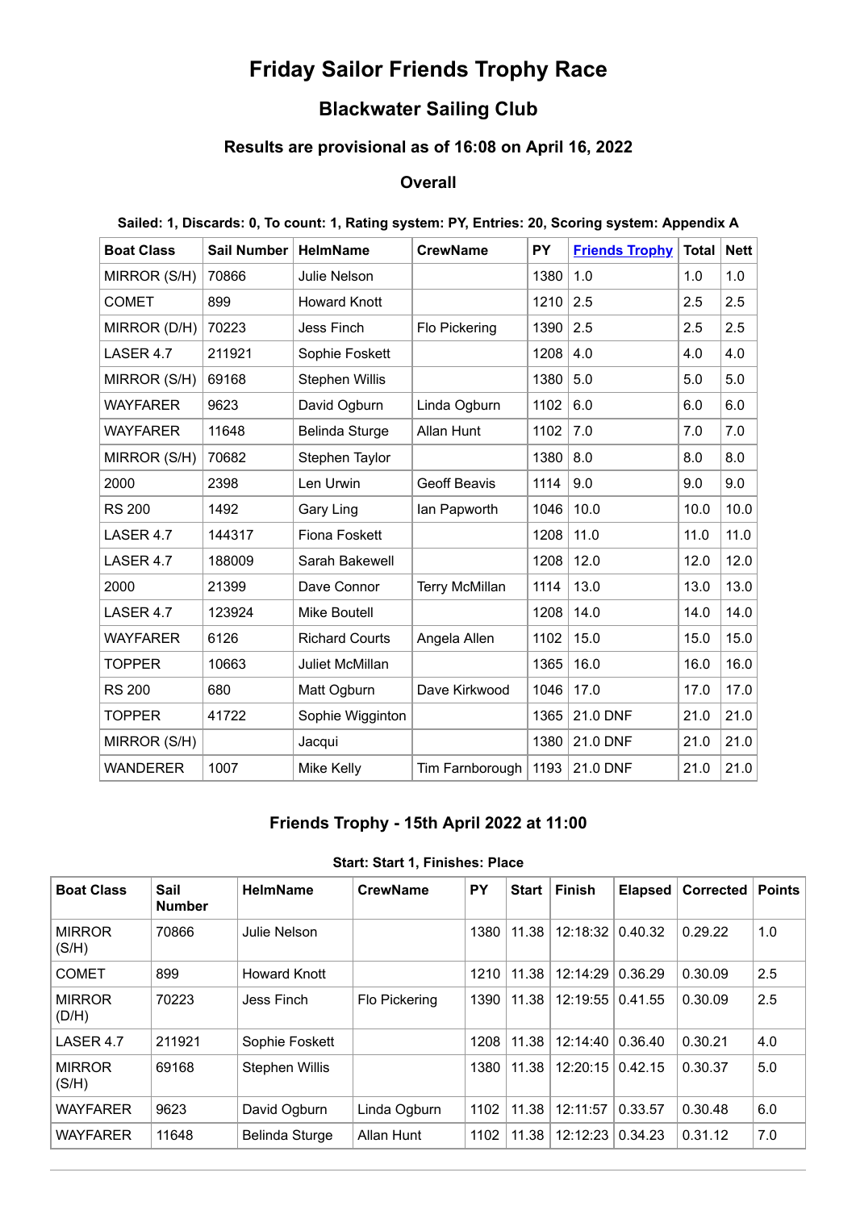# Friday Sailor Friends Trophy Race

## Blackwater Sailing Club

### Results are provisional as of 16:08 on April 16, 2022

### Overall

**Sailed: 1, Discards: 0, To count: 1, Rating system: PY, Entries: 20, Scoring system: Appendix A**

| Boat Class | Sail Number | HelmName | CrewName | PY | Friends Trophy | Total | Nett |
|---|---|---|---|---|---|---|---|
| MIRROR (S/H) | 70866 | Julie Nelson | | 1380 | 1.0 | 1.0 | 1.0 |
| COMET | 899 | Howard Knott | | 1210 | 2.5 | 2.5 | 2.5 |
| MIRROR (D/H) | 70223 | Jess Finch | Flo Pickering | 1390 | 2.5 | 2.5 | 2.5 |
| LASER 4.7 | 211921 | Sophie Foskett | | 1208 | 4.0 | 4.0 | 4.0 |
| MIRROR (S/H) | 69168 | Stephen Willis | | 1380 | 5.0 | 5.0 | 5.0 |
| WAYFARER | 9623 | David Ogburn | Linda Ogburn | 1102 | 6.0 | 6.0 | 6.0 |
| WAYFARER | 11648 | Belinda Sturge | Allan Hunt | 1102 | 7.0 | 7.0 | 7.0 |
| MIRROR (S/H) | 70682 | Stephen Taylor | | 1380 | 8.0 | 8.0 | 8.0 |
| 2000 | 2398 | Len Urwin | Geoff Beavis | 1114 | 9.0 | 9.0 | 9.0 |
| RS 200 | 1492 | Gary Ling | Ian Papworth | 1046 | 10.0 | 10.0 | 10.0 |
| LASER 4.7 | 144317 | Fiona Foskett | | 1208 | 11.0 | 11.0 | 11.0 |
| LASER 4.7 | 188009 | Sarah Bakewell | | 1208 | 12.0 | 12.0 | 12.0 |
| 2000 | 21399 | Dave Connor | Terry McMillan | 1114 | 13.0 | 13.0 | 13.0 |
| LASER 4.7 | 123924 | Mike Boutell | | 1208 | 14.0 | 14.0 | 14.0 |
| WAYFARER | 6126 | Richard Courts | Angela Allen | 1102 | 15.0 | 15.0 | 15.0 |
| TOPPER | 10663 | Juliet McMillan | | 1365 | 16.0 | 16.0 | 16.0 |
| RS 200 | 680 | Matt Ogburn | Dave Kirkwood | 1046 | 17.0 | 17.0 | 17.0 |
| TOPPER | 41722 | Sophie Wigginton | | 1365 | 21.0 DNF | 21.0 | 21.0 |
| MIRROR (S/H) | | Jacqui | | 1380 | 21.0 DNF | 21.0 | 21.0 |
| WANDERER | 1007 | Mike Kelly | Tim Farnborough | 1193 | 21.0 DNF | 21.0 | 21.0 |

### Friends Trophy - 15th April 2022 at 11:00

**Start: Start 1, Finishes: Place**

| Boat Class | Sail Number | HelmName | CrewName | PY | Start | Finish | Elapsed | Corrected | Points |
|---|---|---|---|---|---|---|---|---|---|
| MIRROR (S/H) | 70866 | Julie Nelson | | 1380 | 11.38 | 12:18:32 | 0.40.32 | 0.29.22 | 1.0 |
| COMET | 899 | Howard Knott | | 1210 | 11.38 | 12:14:29 | 0.36.29 | 0.30.09 | 2.5 |
| MIRROR (D/H) | 70223 | Jess Finch | Flo Pickering | 1390 | 11.38 | 12:19:55 | 0.41.55 | 0.30.09 | 2.5 |
| LASER 4.7 | 211921 | Sophie Foskett | | 1208 | 11.38 | 12:14:40 | 0.36.40 | 0.30.21 | 4.0 |
| MIRROR (S/H) | 69168 | Stephen Willis | | 1380 | 11.38 | 12:20:15 | 0.42.15 | 0.30.37 | 5.0 |
| WAYFARER | 9623 | David Ogburn | Linda Ogburn | 1102 | 11.38 | 12:11:57 | 0.33.57 | 0.30.48 | 6.0 |
| WAYFARER | 11648 | Belinda Sturge | Allan Hunt | 1102 | 11.38 | 12:12:23 | 0.34.23 | 0.31.12 | 7.0 |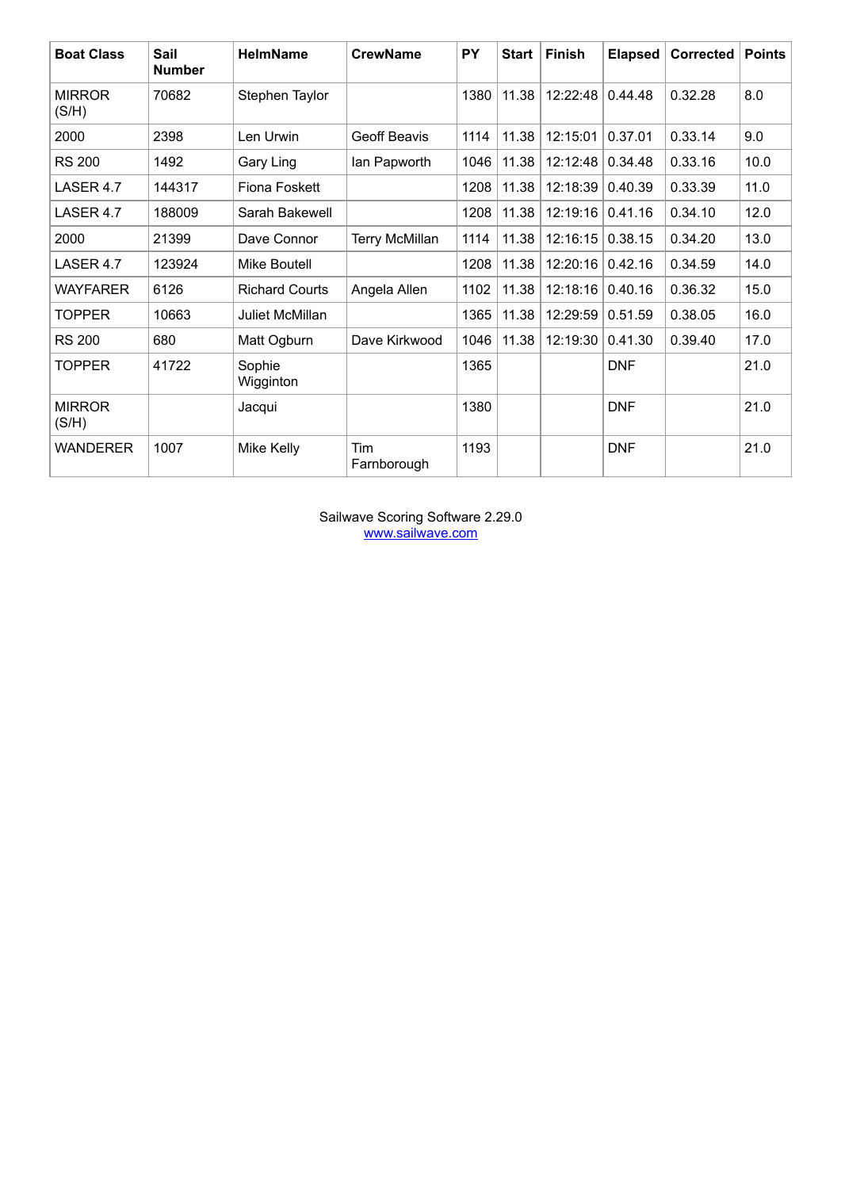| Boat Class | Sail Number | HelmName | CrewName | PY | Start | Finish | Elapsed | Corrected | Points |
|---|---|---|---|---|---|---|---|---|---|
| MIRROR (S/H) | 70682 | Stephen Taylor | | 1380 | 11.38 | 12:22:48 | 0.44.48 | 0.32.28 | 8.0 |
| 2000 | 2398 | Len Urwin | Geoff Beavis | 1114 | 11.38 | 12:15:01 | 0.37.01 | 0.33.14 | 9.0 |
| RS 200 | 1492 | Gary Ling | Ian Papworth | 1046 | 11.38 | 12:12:48 | 0.34.48 | 0.33.16 | 10.0 |
| LASER 4.7 | 144317 | Fiona Foskett | | 1208 | 11.38 | 12:18:39 | 0.40.39 | 0.33.39 | 11.0 |
| LASER 4.7 | 188009 | Sarah Bakewell | | 1208 | 11.38 | 12:19:16 | 0.41.16 | 0.34.10 | 12.0 |
| 2000 | 21399 | Dave Connor | Terry McMillan | 1114 | 11.38 | 12:16:15 | 0.38.15 | 0.34.20 | 13.0 |
| LASER 4.7 | 123924 | Mike Boutell | | 1208 | 11.38 | 12:20:16 | 0.42.16 | 0.34.59 | 14.0 |
| WAYFARER | 6126 | Richard Courts | Angela Allen | 1102 | 11.38 | 12:18:16 | 0.40.16 | 0.36.32 | 15.0 |
| TOPPER | 10663 | Juliet McMillan | | 1365 | 11.38 | 12:29:59 | 0.51.59 | 0.38.05 | 16.0 |
| RS 200 | 680 | Matt Ogburn | Dave Kirkwood | 1046 | 11.38 | 12:19:30 | 0.41.30 | 0.39.40 | 17.0 |
| TOPPER | 41722 | Sophie Wigginton | | 1365 | | | DNF | | 21.0 |
| MIRROR (S/H) | | Jacqui | | 1380 | | | DNF | | 21.0 |
| WANDERER | 1007 | Mike Kelly | Tim Farnborough | 1193 | | | DNF | | 21.0 |

Sailwave Scoring Software 2.29.0
www.sailwave.com